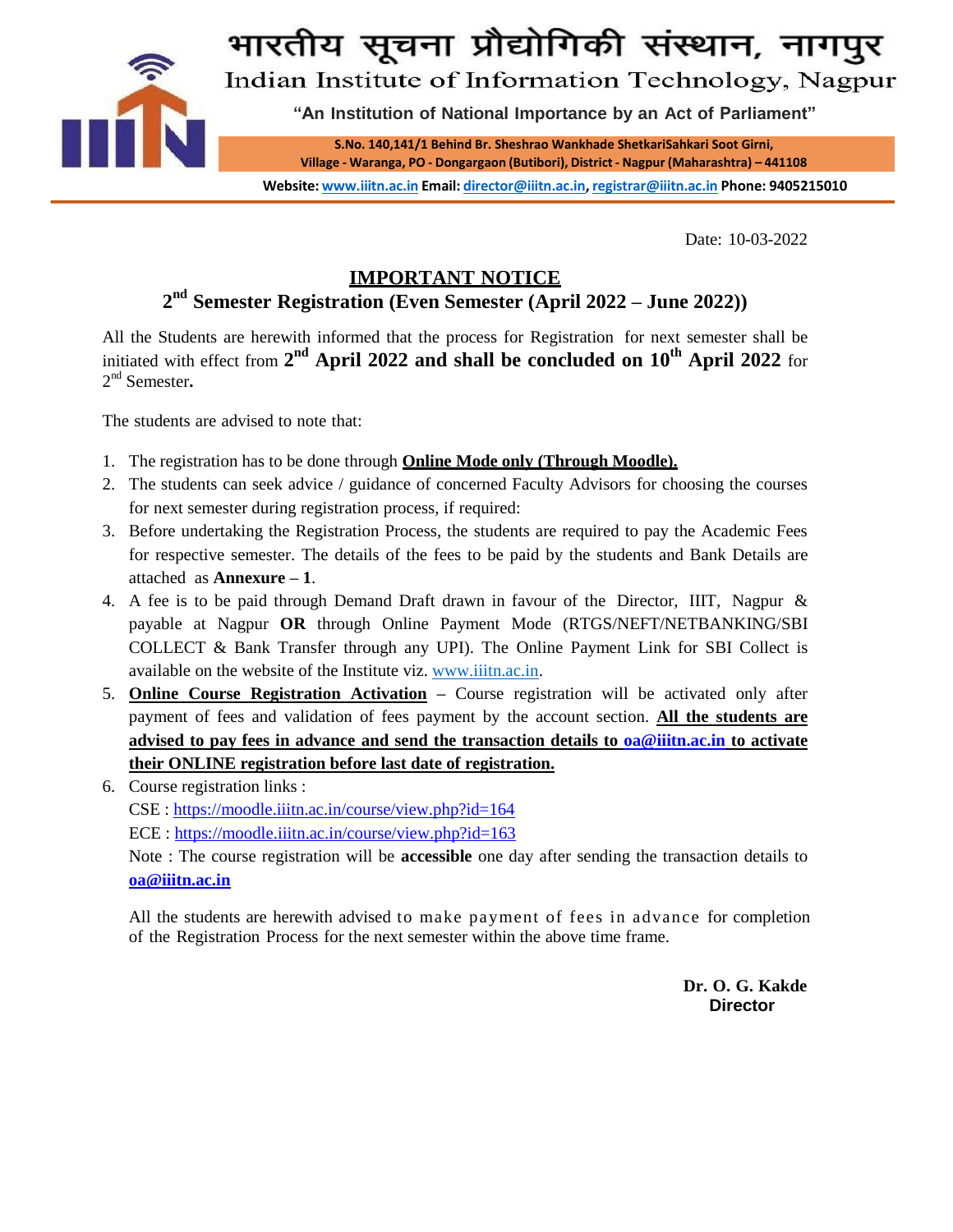# भारतीय सूचना प्रौद्योगिकी संस्थान, नागपुर

## Indian Institute of Information Technology, Nagpur

**"An Institution of National Importance by an Act of Parliament"**

**S.No. 140,141/1 Behind Br. Sheshrao Wankhade ShetkariSahkari Soot Girni, Village - Waranga, PO - Dongargaon (Butibori), District - Nagpur (Maharashtra) – 441108**

**Website: www.iiitn.ac.in Email: director@iiitn.ac.in, registrar@iiitn.ac.in Phone: 9405215010**

Date: 10-03-2022

## IMPORTANT NOTICE

## 2nd Semester Registration (Even Semester (April 2022 – June 2022))

All the Students are herewith informed that the process for Registration for next semester shall be initiated with effect from **2nd April 2022 and shall be concluded on 10th April 2022** for 2nd Semester**.**

The students are advised to note that:

1. The registration has to be done through **Online Mode only (Through Moodle).**
2. The students can seek advice / guidance of concerned Faculty Advisors for choosing the courses for next semester during registration process, if required:
3. Before undertaking the Registration Process, the students are required to pay the Academic Fees for respective semester. The details of the fees to be paid by the students and Bank Details are attached as **Annexure – 1**.
4. A fee is to be paid through Demand Draft drawn in favour of the Director, IIIT, Nagpur & payable at Nagpur **OR** through Online Payment Mode (RTGS/NEFT/NETBANKING/SBI COLLECT & Bank Transfer through any UPI). The Online Payment Link for SBI Collect is available on the website of the Institute viz. www.iiitn.ac.in.
5. **Online Course Registration Activation** – Course registration will be activated only after payment of fees and validation of fees payment by the account section. **All the students are advised to pay fees in advance and send the transaction details to oa@iiitn.ac.in to activate their ONLINE registration before last date of registration.**
6. Course registration links :

   CSE : https://moodle.iiitn.ac.in/course/view.php?id=164

   ECE : https://moodle.iiitn.ac.in/course/view.php?id=163

   Note : The course registration will be **accessible** one day after sending the transaction details to **oa@iiitn.ac.in**

   All the students are herewith advised to make payment of fees in advance for completion of the Registration Process for the next semester within the above time frame.

**Dr. O. G. Kakde**
**Director**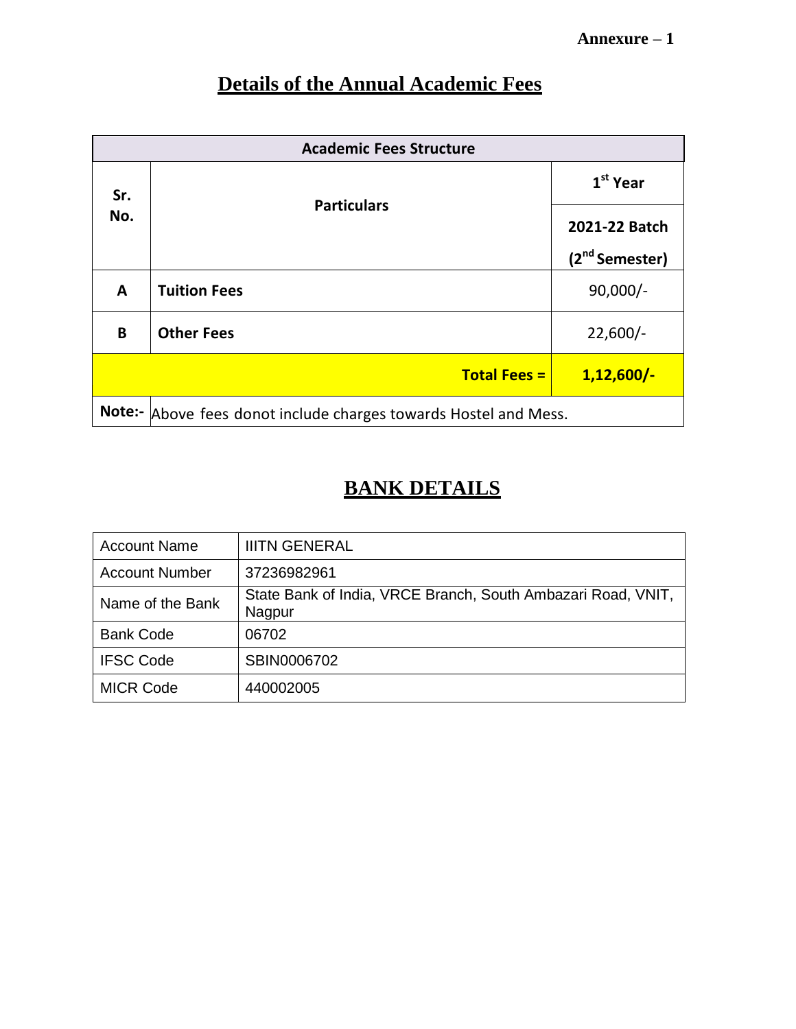Annexure – 1

# Details of the Annual Academic Fees

| Academic Fees Structure | | |
|---|---|---|
| Sr. No. | Particulars | 1st Year |
| | | 2021-22 Batch (2nd Semester) |
| **A** | **Tuition Fees** | 90,000/- |
| **B** | **Other Fees** | 22,600/- |
| | **Total Fees =** | **1,12,600/-** |
| **Note:-** | Above fees donot include charges towards Hostel and Mess. | |

# BANK DETAILS

| | |
|---|---|
| Account Name | IIITN GENERAL |
| Account Number | 37236982961 |
| Name of the Bank | State Bank of India, VRCE Branch, South Ambazari Road, VNIT, Nagpur |
| Bank Code | 06702 |
| IFSC Code | SBIN0006702 |
| MICR Code | 440002005 |